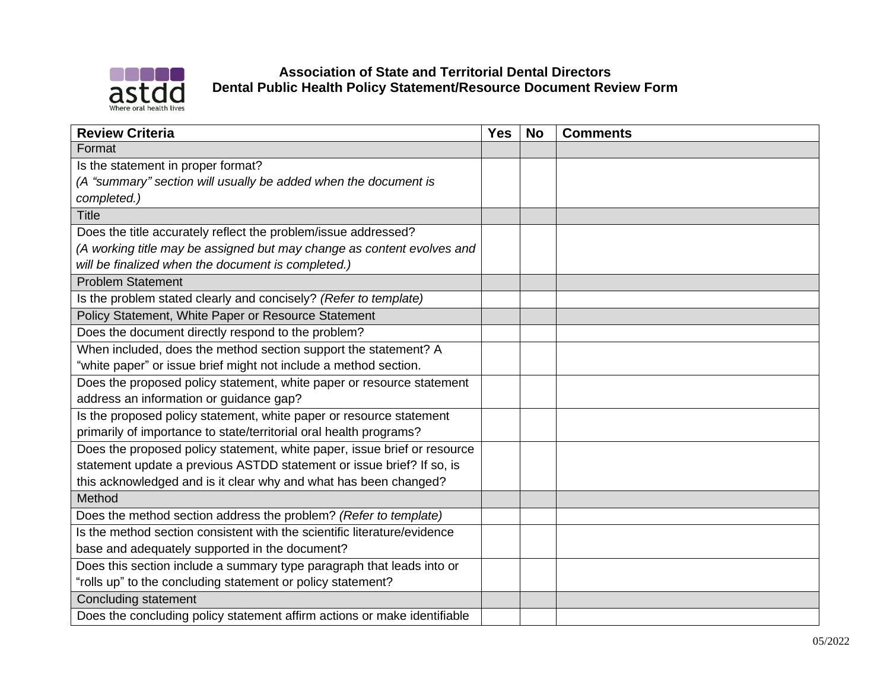**Association of State and Territorial Dental Directors**
**Dental Public Health Policy Statement/Resource Document Review Form**

| Review Criteria | Yes | No | Comments |
|---|---|---|---|
| Format | | | |
| Is the statement in proper format? *(A "summary" section will usually be added when the document is completed.)* | | | |
| Title | | | |
| Does the title accurately reflect the problem/issue addressed? *(A working title may be assigned but may change as content evolves and will be finalized when the document is completed.)* | | | |
| Problem Statement | | | |
| Is the problem stated clearly and concisely? *(Refer to template)* | | | |
| Policy Statement, White Paper or Resource Statement | | | |
| Does the document directly respond to the problem? | | | |
| When included, does the method section support the statement? A "white paper" or issue brief might not include a method section. | | | |
| Does the proposed policy statement, white paper or resource statement address an information or guidance gap? | | | |
| Is the proposed policy statement, white paper or resource statement primarily of importance to state/territorial oral health programs? | | | |
| Does the proposed policy statement, white paper, issue brief or resource statement update a previous ASTDD statement or issue brief? If so, is this acknowledged and is it clear why and what has been changed? | | | |
| Method | | | |
| Does the method section address the problem? *(Refer to template)* | | | |
| Is the method section consistent with the scientific literature/evidence base and adequately supported in the document? | | | |
| Does this section include a summary type paragraph that leads into or "rolls up" to the concluding statement or policy statement? | | | |
| Concluding statement | | | |
| Does the concluding policy statement affirm actions or make identifiable | | | |

05/2022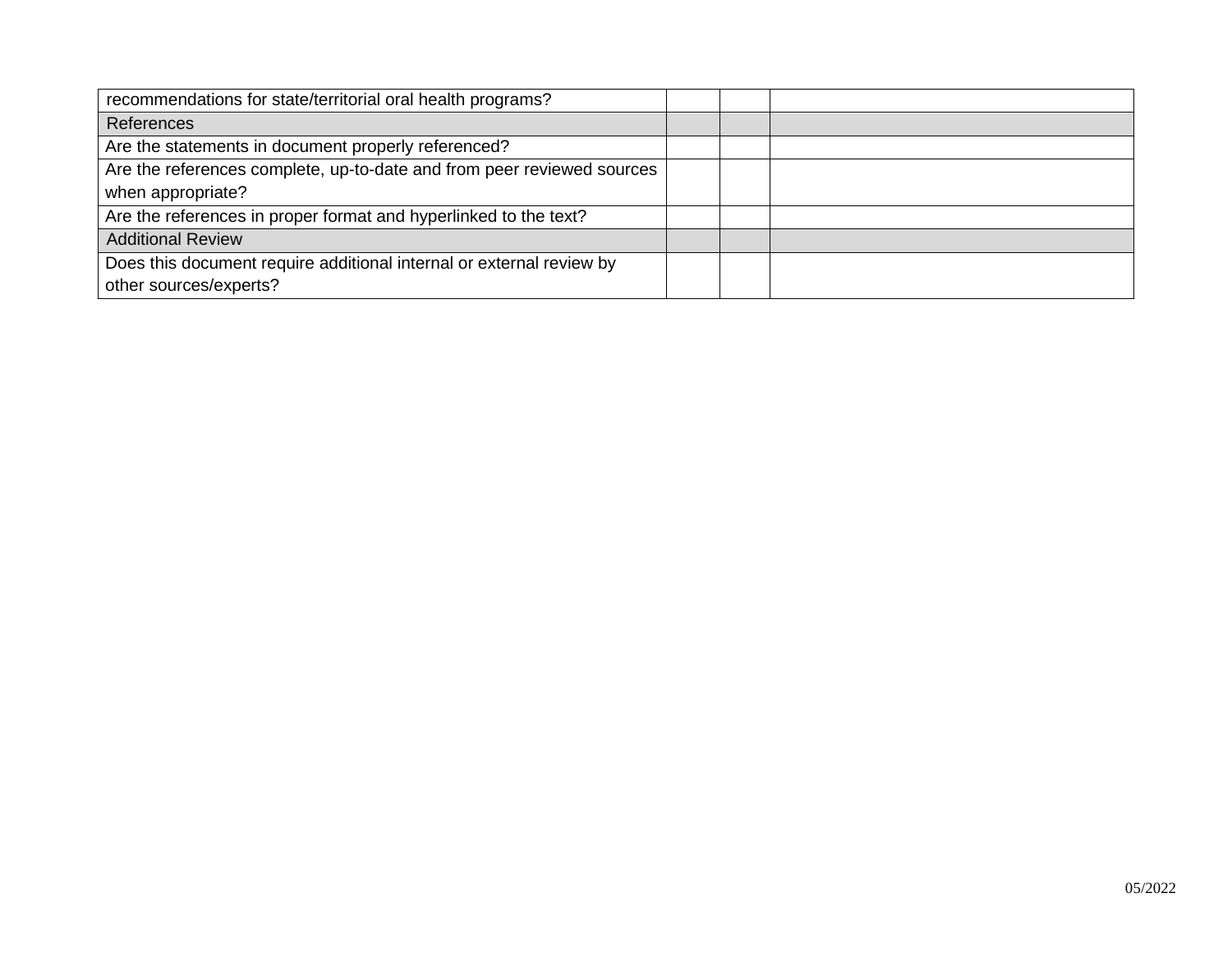| | | | |
|---|---|---|---|
| recommendations for state/territorial oral health programs? | | | |
| References | | | |
| Are the statements in document properly referenced? | | | |
| Are the references complete, up-to-date and from peer reviewed sources when appropriate? | | | |
| Are the references in proper format and hyperlinked to the text? | | | |
| Additional Review | | | |
| Does this document require additional internal or external review by other sources/experts? | | | |

05/2022